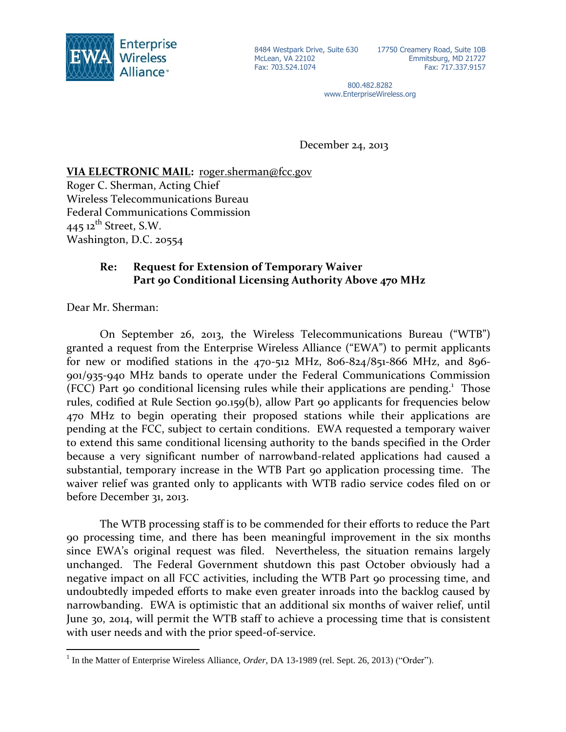**Enterprise Wireless Alliance**

8484 Westpark Drive, Suite 630
McLean, VA 22102
Fax: 703.524.1074

17750 Creamery Road, Suite 10B
Emmitsburg, MD 21727
Fax: 717.337.9157

800.482.8282
www.EnterpriseWireless.org

December 24, 2013

**VIA ELECTRONIC MAIL:** roger.sherman@fcc.gov
Roger C. Sherman, Acting Chief
Wireless Telecommunications Bureau
Federal Communications Commission
445 12th Street, S.W.
Washington, D.C. 20554

**Re: Request for Extension of Temporary Waiver**
**Part 90 Conditional Licensing Authority Above 470 MHz**

Dear Mr. Sherman:

On September 26, 2013, the Wireless Telecommunications Bureau ("WTB") granted a request from the Enterprise Wireless Alliance ("EWA") to permit applicants for new or modified stations in the 470-512 MHz, 806-824/851-866 MHz, and 896-901/935-940 MHz bands to operate under the Federal Communications Commission (FCC) Part 90 conditional licensing rules while their applications are pending.[1] Those rules, codified at Rule Section 90.159(b), allow Part 90 applicants for frequencies below 470 MHz to begin operating their proposed stations while their applications are pending at the FCC, subject to certain conditions. EWA requested a temporary waiver to extend this same conditional licensing authority to the bands specified in the Order because a very significant number of narrowband-related applications had caused a substantial, temporary increase in the WTB Part 90 application processing time. The waiver relief was granted only to applicants with WTB radio service codes filed on or before December 31, 2013.

The WTB processing staff is to be commended for their efforts to reduce the Part 90 processing time, and there has been meaningful improvement in the six months since EWA's original request was filed. Nevertheless, the situation remains largely unchanged. The Federal Government shutdown this past October obviously had a negative impact on all FCC activities, including the WTB Part 90 processing time, and undoubtedly impeded efforts to make even greater inroads into the backlog caused by narrowbanding. EWA is optimistic that an additional six months of waiver relief, until June 30, 2014, will permit the WTB staff to achieve a processing time that is consistent with user needs and with the prior speed-of-service.

---

[1] In the Matter of Enterprise Wireless Alliance, *Order*, DA 13-1989 (rel. Sept. 26, 2013) ("Order").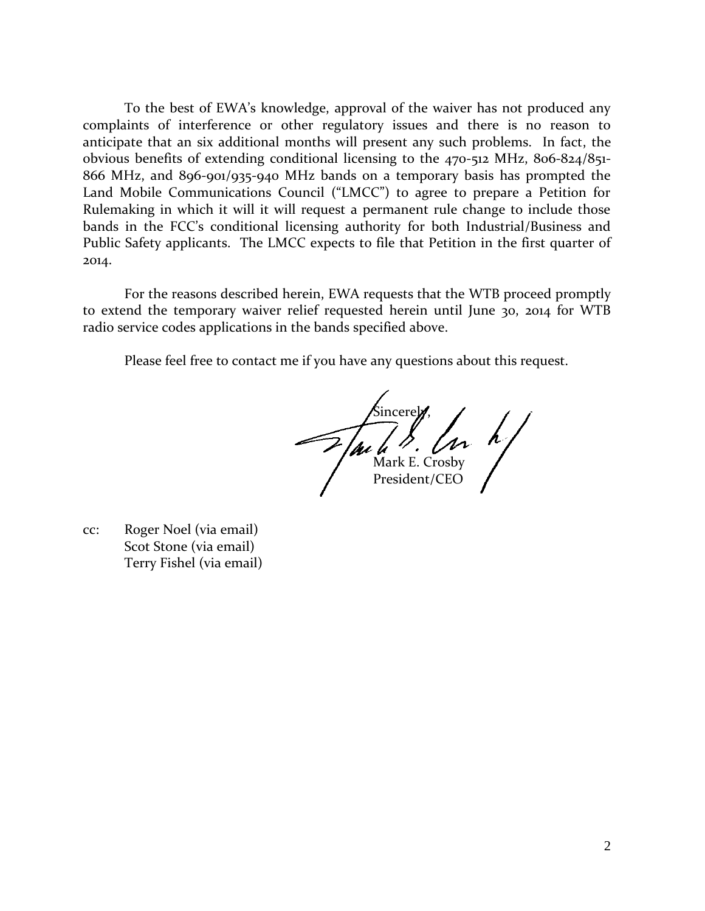To the best of EWA's knowledge, approval of the waiver has not produced any complaints of interference or other regulatory issues and there is no reason to anticipate that an six additional months will present any such problems. In fact, the obvious benefits of extending conditional licensing to the 470-512 MHz, 806-824/851-866 MHz, and 896-901/935-940 MHz bands on a temporary basis has prompted the Land Mobile Communications Council ("LMCC") to agree to prepare a Petition for Rulemaking in which it will it will request a permanent rule change to include those bands in the FCC's conditional licensing authority for both Industrial/Business and Public Safety applicants. The LMCC expects to file that Petition in the first quarter of 2014.

For the reasons described herein, EWA requests that the WTB proceed promptly to extend the temporary waiver relief requested herein until June 30, 2014 for WTB radio service codes applications in the bands specified above.

Please feel free to contact me if you have any questions about this request.

Sincerely,

Mark E. Crosby
President/CEO

cc: Roger Noel (via email)
Scot Stone (via email)
Terry Fishel (via email)